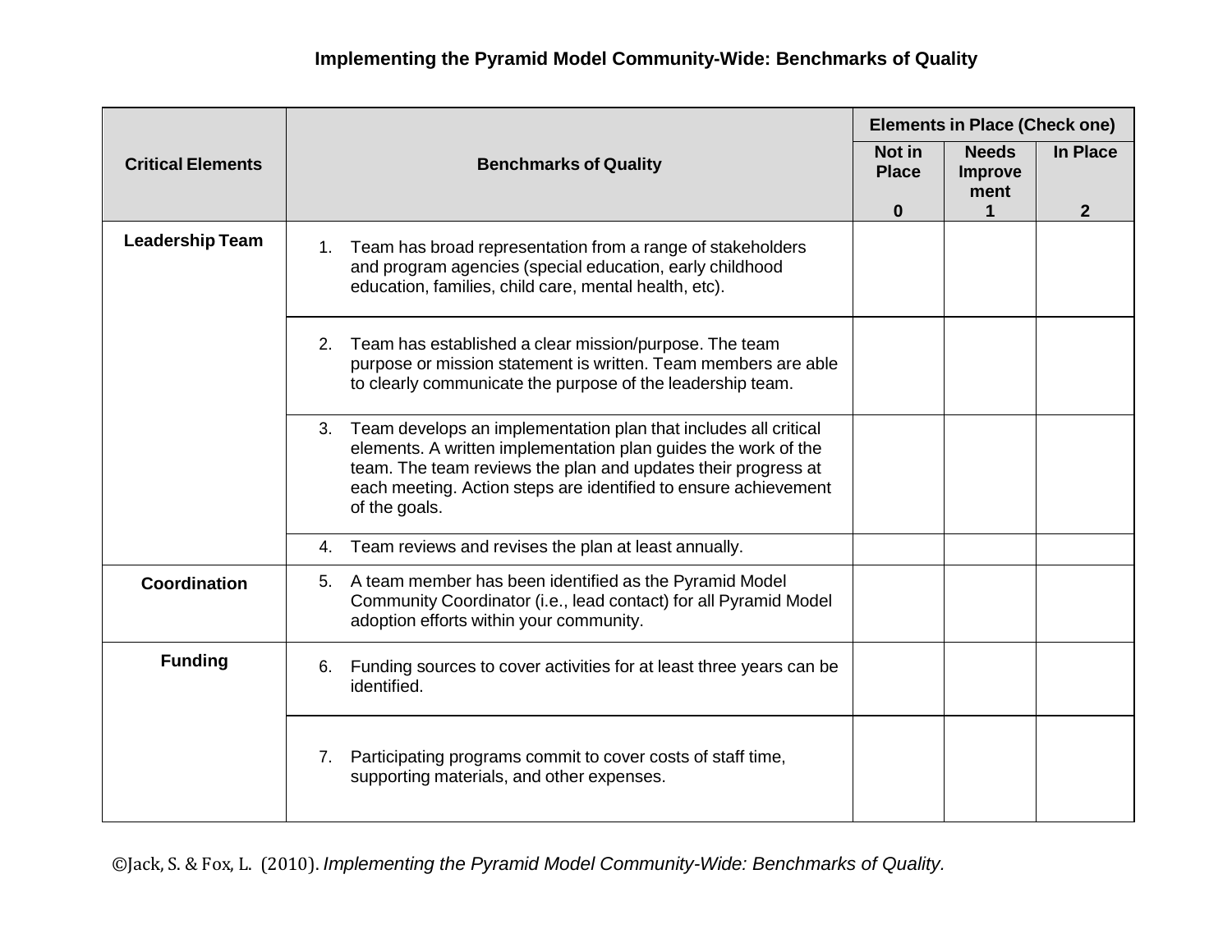# Implementing the Pyramid Model Community-Wide: Benchmarks of Quality

| Critical Elements | Benchmarks of Quality | Elements in Place (Check one) | | |
|---|---|---|---|---|
| | | Not in Place<br>0 | Needs Improvement<br>1 | In Place<br>2 |
| Leadership Team | 1. Team has broad representation from a range of stakeholders and program agencies (special education, early childhood education, families, child care, mental health, etc). | | | |
| | 2. Team has established a clear mission/purpose. The team purpose or mission statement is written. Team members are able to clearly communicate the purpose of the leadership team. | | | |
| | 3. Team develops an implementation plan that includes all critical elements. A written implementation plan guides the work of the team. The team reviews the plan and updates their progress at each meeting. Action steps are identified to ensure achievement of the goals. | | | |
| | 4. Team reviews and revises the plan at least annually. | | | |
| Coordination | 5. A team member has been identified as the Pyramid Model Community Coordinator (i.e., lead contact) for all Pyramid Model adoption efforts within your community. | | | |
| Funding | 6. Funding sources to cover activities for at least three years can be identified. | | | |
| | 7. Participating programs commit to cover costs of staff time, supporting materials, and other expenses. | | | |

©Jack, S. & Fox, L. (2010). *Implementing the Pyramid Model Community-Wide: Benchmarks of Quality.*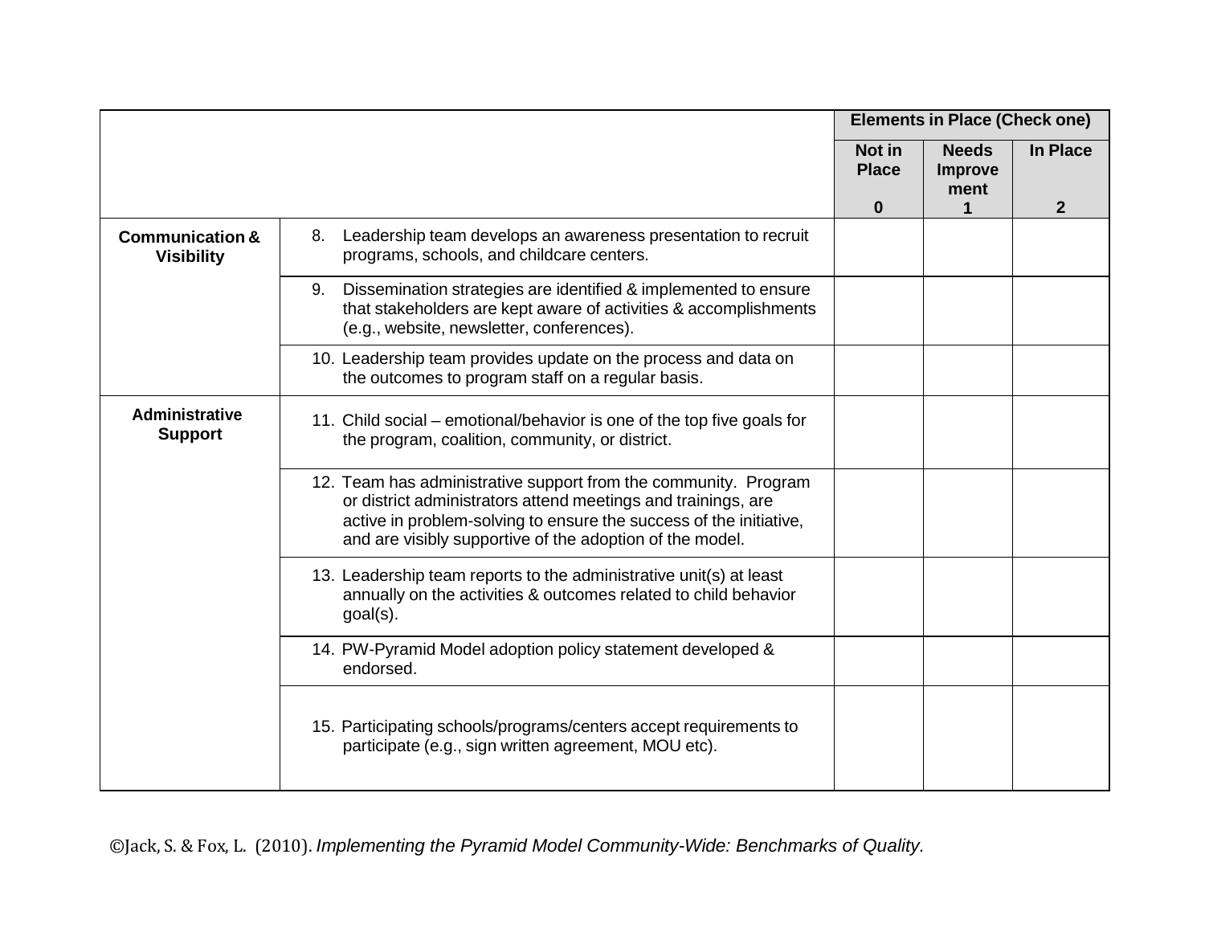| | | Elements in Place (Check one) | | |
|---|---|---|---|---|
| | | **Not in Place**<br>**0** | **Needs Improvement**<br>**1** | **In Place**<br>**2** |
| **Communication & Visibility** | 8. Leadership team develops an awareness presentation to recruit programs, schools, and childcare centers. | | | |
| | 9. Dissemination strategies are identified & implemented to ensure that stakeholders are kept aware of activities & accomplishments (e.g., website, newsletter, conferences). | | | |
| | 10. Leadership team provides update on the process and data on the outcomes to program staff on a regular basis. | | | |
| **Administrative Support** | 11. Child social – emotional/behavior is one of the top five goals for the program, coalition, community, or district. | | | |
| | 12. Team has administrative support from the community. Program or district administrators attend meetings and trainings, are active in problem-solving to ensure the success of the initiative, and are visibly supportive of the adoption of the model. | | | |
| | 13. Leadership team reports to the administrative unit(s) at least annually on the activities & outcomes related to child behavior goal(s). | | | |
| | 14. PW-Pyramid Model adoption policy statement developed & endorsed. | | | |
| | 15. Participating schools/programs/centers accept requirements to participate (e.g., sign written agreement, MOU etc). | | | |

©Jack, S. & Fox, L. (2010). *Implementing the Pyramid Model Community-Wide: Benchmarks of Quality.*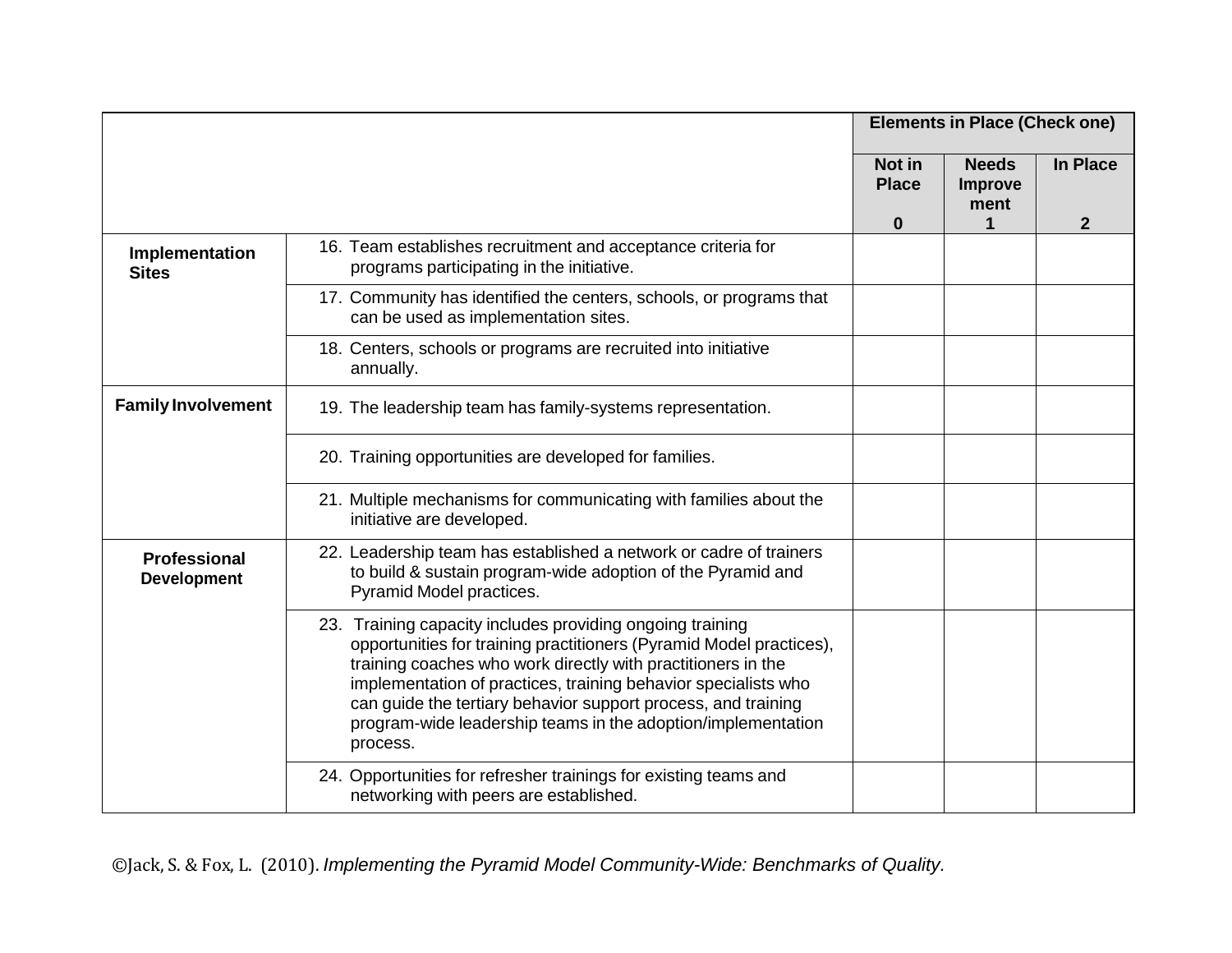| | | Elements in Place (Check one) | | |
|---|---|---|---|---|
| | | Not in Place<br>0 | Needs Improvement<br>1 | In Place<br>2 |
| **Implementation Sites** | 16. Team establishes recruitment and acceptance criteria for programs participating in the initiative. | | | |
| | 17. Community has identified the centers, schools, or programs that can be used as implementation sites. | | | |
| | 18. Centers, schools or programs are recruited into initiative annually. | | | |
| **Family Involvement** | 19. The leadership team has family-systems representation. | | | |
| | 20. Training opportunities are developed for families. | | | |
| | 21. Multiple mechanisms for communicating with families about the initiative are developed. | | | |
| **Professional Development** | 22. Leadership team has established a network or cadre of trainers to build & sustain program-wide adoption of the Pyramid and Pyramid Model practices. | | | |
| | 23. Training capacity includes providing ongoing training opportunities for training practitioners (Pyramid Model practices), training coaches who work directly with practitioners in the implementation of practices, training behavior specialists who can guide the tertiary behavior support process, and training program-wide leadership teams in the adoption/implementation process. | | | |
| | 24. Opportunities for refresher trainings for existing teams and networking with peers are established. | | | |

©Jack, S. & Fox, L. (2010). *Implementing the Pyramid Model Community-Wide: Benchmarks of Quality.*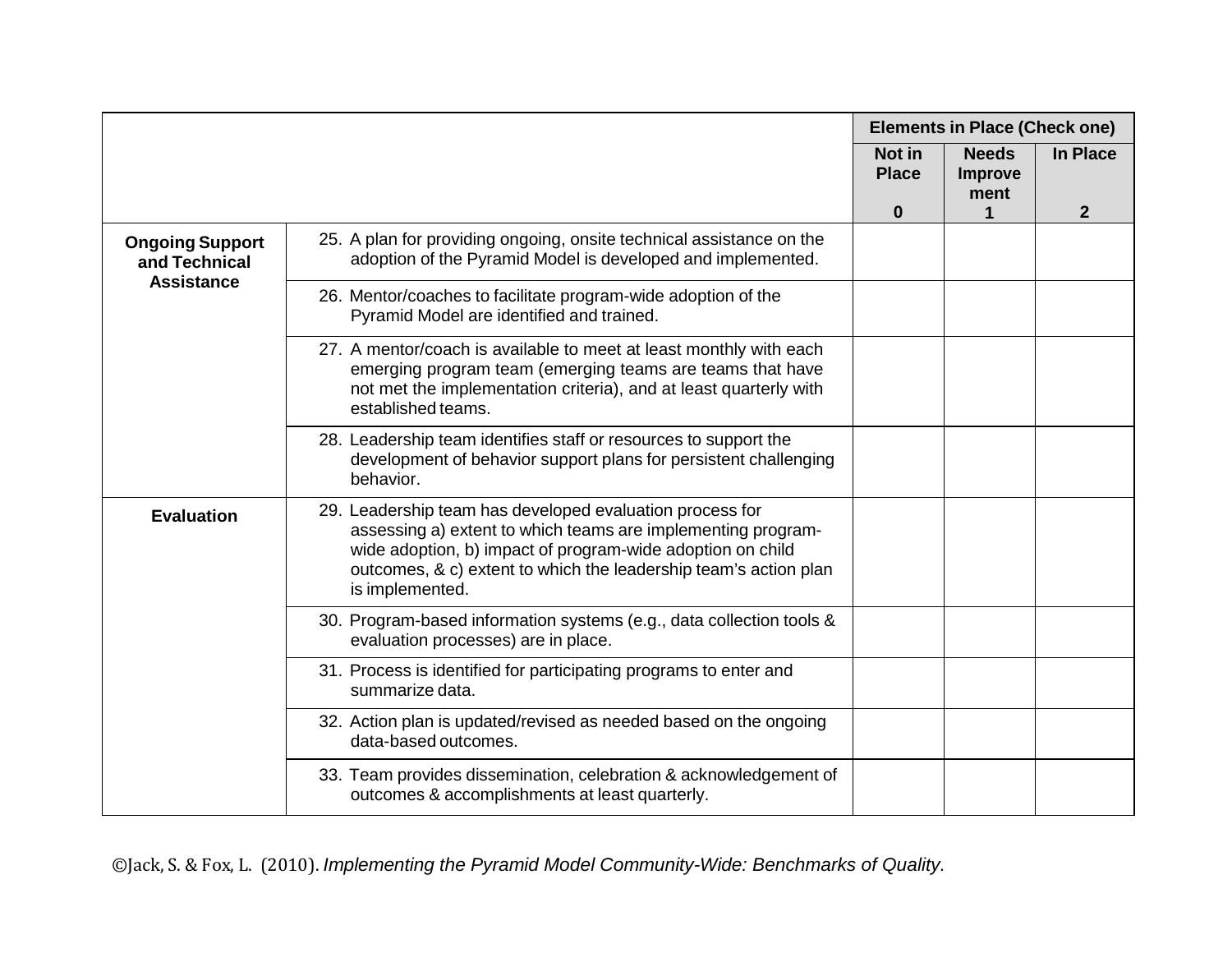| | | Elements in Place (Check one) | | |
|---|---|---|---|---|
| | | Not in Place<br>0 | Needs Improvement<br>1 | In Place<br>2 |
| **Ongoing Support and Technical Assistance** | 25. A plan for providing ongoing, onsite technical assistance on the adoption of the Pyramid Model is developed and implemented. | | | |
| | 26. Mentor/coaches to facilitate program-wide adoption of the Pyramid Model are identified and trained. | | | |
| | 27. A mentor/coach is available to meet at least monthly with each emerging program team (emerging teams are teams that have not met the implementation criteria), and at least quarterly with established teams. | | | |
| | 28. Leadership team identifies staff or resources to support the development of behavior support plans for persistent challenging behavior. | | | |
| **Evaluation** | 29. Leadership team has developed evaluation process for assessing a) extent to which teams are implementing program-wide adoption, b) impact of program-wide adoption on child outcomes, & c) extent to which the leadership team's action plan is implemented. | | | |
| | 30. Program-based information systems (e.g., data collection tools & evaluation processes) are in place. | | | |
| | 31. Process is identified for participating programs to enter and summarize data. | | | |
| | 32. Action plan is updated/revised as needed based on the ongoing data-based outcomes. | | | |
| | 33. Team provides dissemination, celebration & acknowledgement of outcomes & accomplishments at least quarterly. | | | |

©Jack, S. & Fox, L. (2010). *Implementing the Pyramid Model Community-Wide: Benchmarks of Quality.*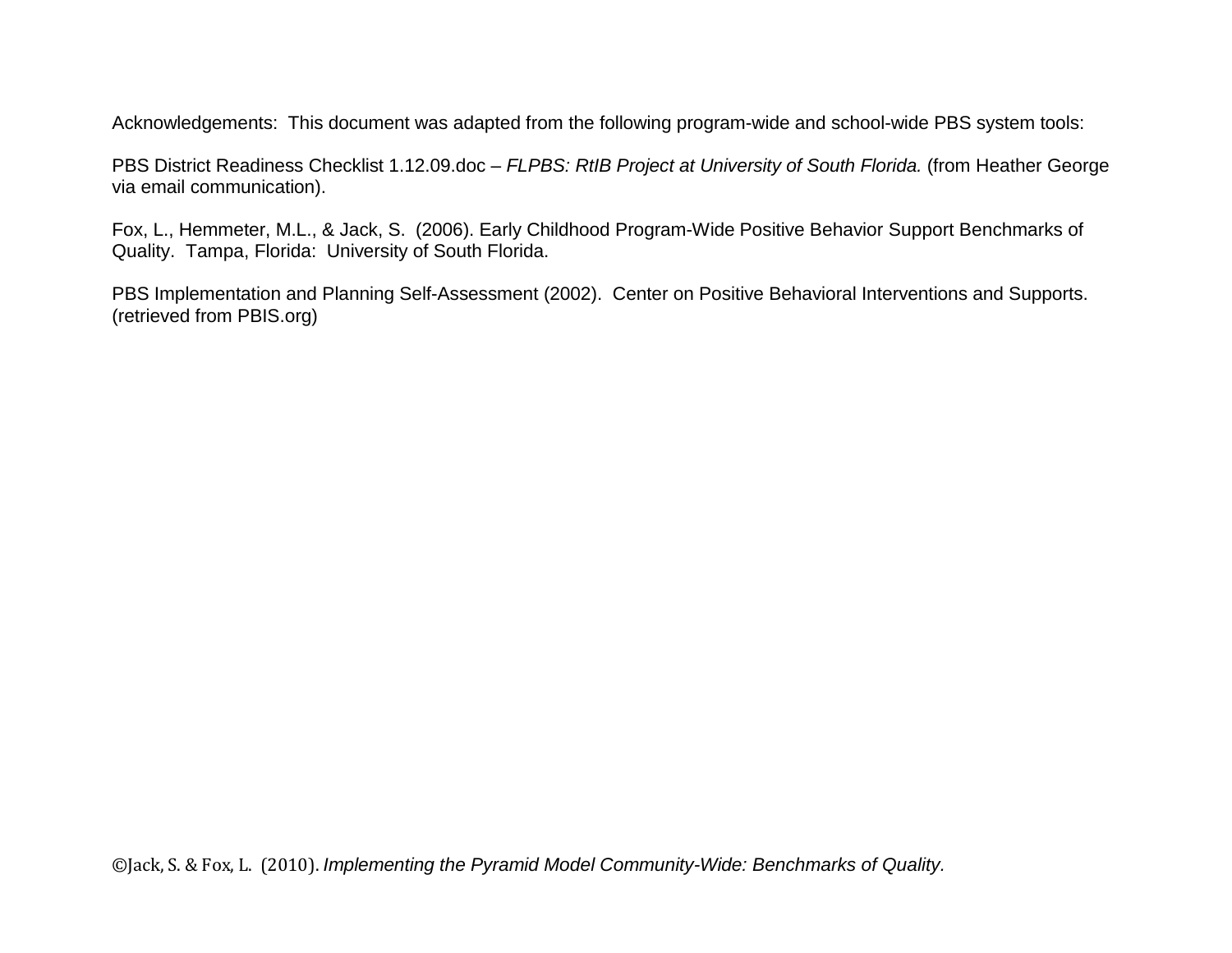Acknowledgements: This document was adapted from the following program-wide and school-wide PBS system tools:

PBS District Readiness Checklist 1.12.09.doc – *FLPBS: RtIB Project at University of South Florida.* (from Heather George via email communication).

Fox, L., Hemmeter, M.L., & Jack, S. (2006). Early Childhood Program-Wide Positive Behavior Support Benchmarks of Quality. Tampa, Florida: University of South Florida.

PBS Implementation and Planning Self-Assessment (2002). Center on Positive Behavioral Interventions and Supports. (retrieved from PBIS.org)